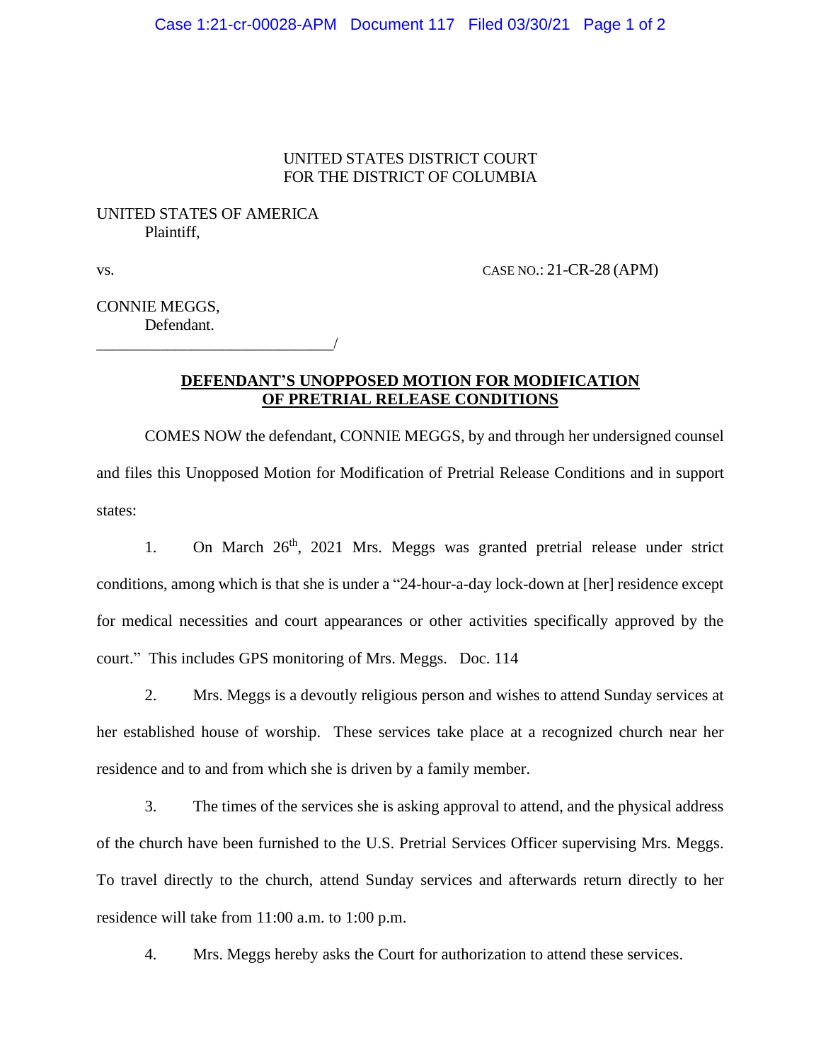UNITED STATES DISTRICT COURT
FOR THE DISTRICT OF COLUMBIA

UNITED STATES OF AMERICA
Plaintiff,

vs. CASE NO.: 21-CR-28 (APM)

CONNIE MEGGS,
Defendant.
_______________________________/

**DEFENDANT'S UNOPPOSED MOTION FOR MODIFICATION OF PRETRIAL RELEASE CONDITIONS**

COMES NOW the defendant, CONNIE MEGGS, by and through her undersigned counsel and files this Unopposed Motion for Modification of Pretrial Release Conditions and in support states:

1. On March 26th, 2021 Mrs. Meggs was granted pretrial release under strict conditions, among which is that she is under a "24-hour-a-day lock-down at [her] residence except for medical necessities and court appearances or other activities specifically approved by the court." This includes GPS monitoring of Mrs. Meggs. Doc. 114

2. Mrs. Meggs is a devoutly religious person and wishes to attend Sunday services at her established house of worship. These services take place at a recognized church near her residence and to and from which she is driven by a family member.

3. The times of the services she is asking approval to attend, and the physical address of the church have been furnished to the U.S. Pretrial Services Officer supervising Mrs. Meggs. To travel directly to the church, attend Sunday services and afterwards return directly to her residence will take from 11:00 a.m. to 1:00 p.m.

4. Mrs. Meggs hereby asks the Court for authorization to attend these services.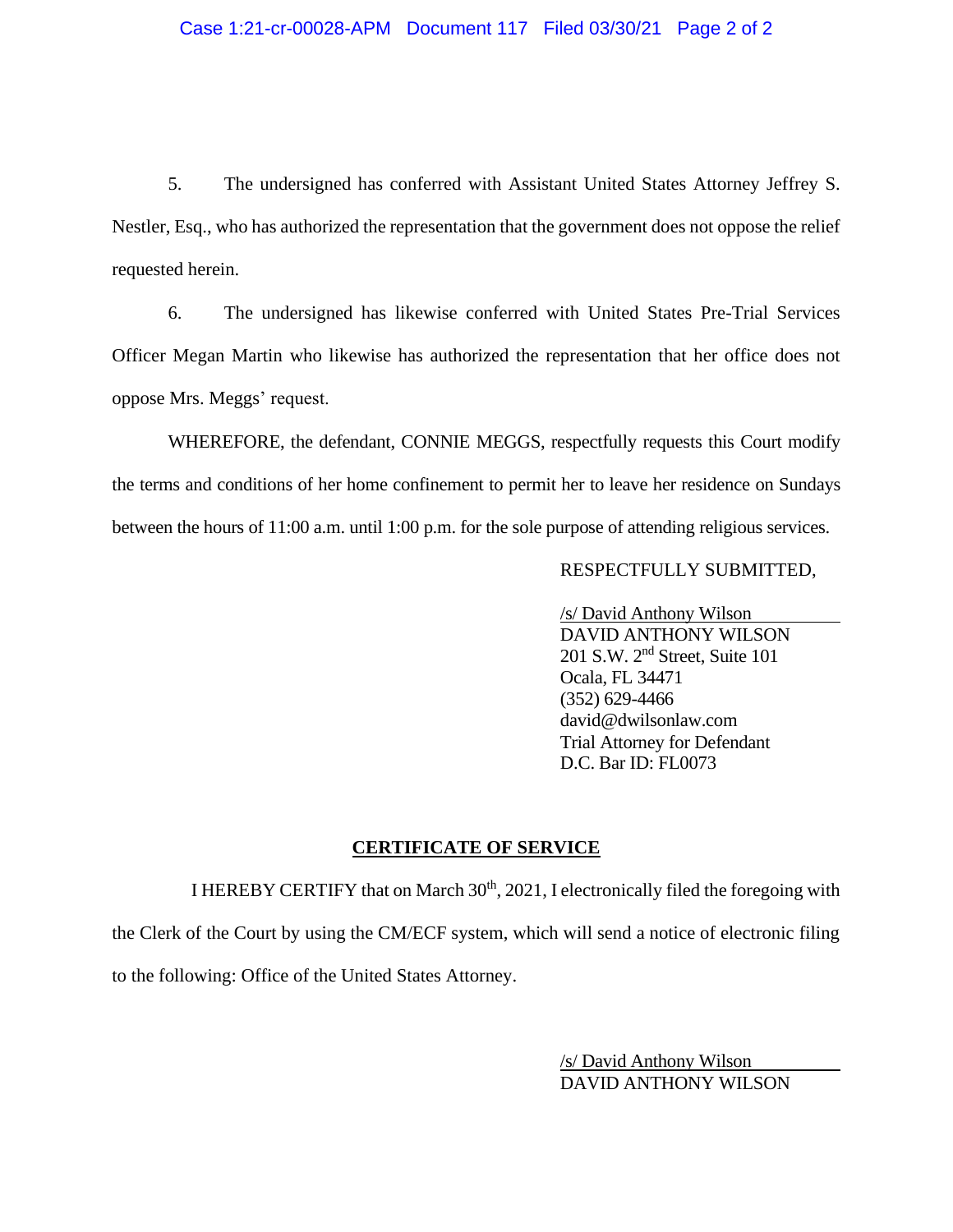5. The undersigned has conferred with Assistant United States Attorney Jeffrey S. Nestler, Esq., who has authorized the representation that the government does not oppose the relief requested herein.

6. The undersigned has likewise conferred with United States Pre-Trial Services Officer Megan Martin who likewise has authorized the representation that her office does not oppose Mrs. Meggs' request.

WHEREFORE, the defendant, CONNIE MEGGS, respectfully requests this Court modify the terms and conditions of her home confinement to permit her to leave her residence on Sundays between the hours of 11:00 a.m. until 1:00 p.m. for the sole purpose of attending religious services.

RESPECTFULLY SUBMITTED,

/s/ David Anthony Wilson
DAVID ANTHONY WILSON
201 S.W. 2nd Street, Suite 101
Ocala, FL 34471
(352) 629-4466
david@dwilsonlaw.com
Trial Attorney for Defendant
D.C. Bar ID: FL0073

## CERTIFICATE OF SERVICE

I HEREBY CERTIFY that on March 30th, 2021, I electronically filed the foregoing with the Clerk of the Court by using the CM/ECF system, which will send a notice of electronic filing to the following: Office of the United States Attorney.

/s/ David Anthony Wilson
DAVID ANTHONY WILSON